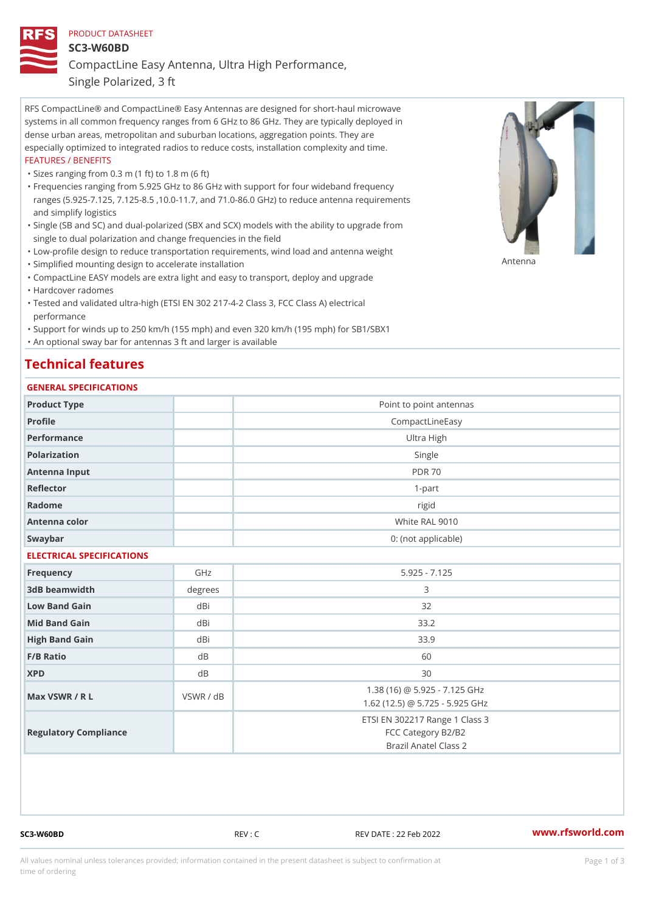PRODUCT DATASHEET

# SC3-W60BD

## CompactLine Easy Antenna, Ultra High Performance, Single Polarized, 3 ft

RFS CompactLine® and CompactLine® Easy Antennas are designed for short-haul microwave systems in all common frequency ranges from 6 GHz to 86 GHz. They are typically deployed in dense urban areas, metropolitan and suburban locations, aggregation points. They are especially optimized to integrated radios to reduce costs, installation complexity and time.

FEATURES / BENEFITS

- Sizes ranging from 0.3 m (1 ft) to 1.8 m (6 ft)
- Frequencies ranging from 5.925 GHz to 86 GHz with support for four wideband frequency ranges (5.925-7.125, 7.125-8.5 ,10.0-11.7, and 71.0-86.0 GHz) to reduce antenna requirements and simplify logistics
- Single (SB and SC) and dual-polarized (SBX and SCX) models with the ability to upgrade from single to dual polarization and change frequencies in the field
- Low-profile design to reduce transportation requirements, wind load and antenna weight
- Simplified mounting design to accelerate installation
- CompactLine EASY models are extra light and easy to transport, deploy and upgrade
- Hardcover radomes
- Tested and validated ultra-high (ETSI EN 302 217-4-2 Class 3, FCC Class A) electrical performance
- Support for winds up to 250 km/h (155 mph) and even 320 km/h (195 mph) for SB1/SBX1
- An optional sway bar for antennas 3 ft and larger is available

Antenna

## Technical features

### GENERAL SPECIFICATIONS

| | | |
|---|---|---|
| Product Type | | Point to point antennas |
| Profile | | CompactLineEasy |
| Performance | | Ultra High |
| Polarization | | Single |
| Antenna Input | | PDR 70 |
| Reflector | | 1-part |
| Radome | | rigid |
| Antenna color | | White RAL 9010 |
| Swaybar | | 0: (not applicable) |

### ELECTRICAL SPECIFICATIONS

| | | |
|---|---|---|
| Frequency | GHz | 5.925 - 7.125 |
| 3dB beamwidth | degrees | 3 |
| Low Band Gain | dBi | 32 |
| Mid Band Gain | dBi | 33.2 |
| High Band Gain | dBi | 33.9 |
| F/B Ratio | dB | 60 |
| XPD | dB | 30 |
| Max VSWR / R L | VSWR / dB | 1.38 (16) @ 5.925 - 7.125 GHz<br>1.62 (12.5) @ 5.725 - 5.925 GHz |
| Regulatory Compliance | | ETSI EN 302217 Range 1 Class 3<br>FCC Category B2/B2<br>Brazil Anatel Class 2 |

SC3-W60BD REV : C REV DATE : 22 Feb 2022 www.rfsworld.com

All values nominal unless tolerances provided; information contained in the present datasheet is subject to confirmation at time of ordering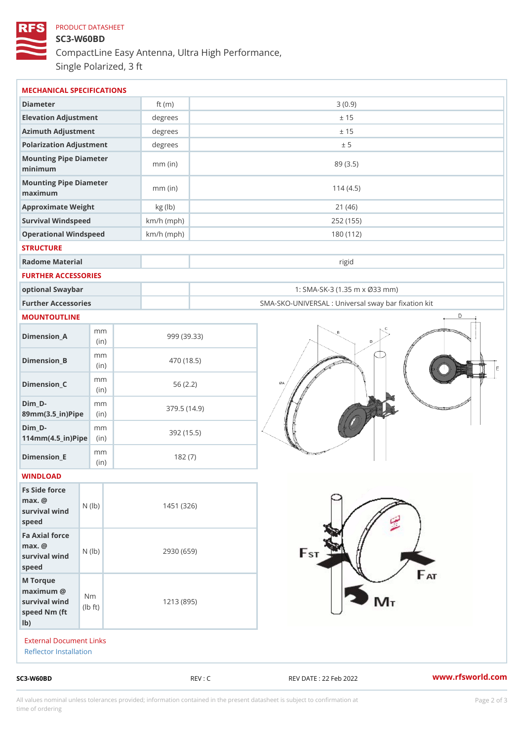PRODUCT DATASHEET

# SC3-W60BD

CompactLine Easy Antenna, Ultra High Performance, Single Polarized, 3 ft

## MECHANICAL SPECIFICATIONS

| | | |
|---|---|---|
| Diameter | ft (m) | 3 (0.9) |
| Elevation Adjustment | degrees | ± 15 |
| Azimuth Adjustment | degrees | ± 15 |
| Polarization Adjustment | degrees | ± 5 |
| Mounting Pipe Diameter minimum | mm (in) | 89 (3.5) |
| Mounting Pipe Diameter maximum | mm (in) | 114 (4.5) |
| Approximate Weight | kg (lb) | 21 (46) |
| Survival Windspeed | km/h (mph) | 252 (155) |
| Operational Windspeed | km/h (mph) | 180 (112) |

## STRUCTURE

| | | |
|---|---|---|
| Radome Material | | rigid |

## FURTHER ACCESSORIES

| | | |
|---|---|---|
| optional Swaybar | | 1: SMA-SK-3 (1.35 m x Ø33 mm) |
| Further Accessories | | SMA-SKO-UNIVERSAL : Universal sway bar fixation kit |

## MOUNTOUTLINE

| | | |
|---|---|---|
| Dimension_A | mm (in) | 999 (39.33) |
| Dimension_B | mm (in) | 470 (18.5) |
| Dimension_C | mm (in) | 56 (2.2) |
| Dim_D-89mm(3.5_in)Pipe | mm (in) | 379.5 (14.9) |
| Dim_D-114mm(4.5_in)Pipe | mm (in) | 392 (15.5) |
| Dimension_E | mm (in) | 182 (7) |

## WINDLOAD

| | | |
|---|---|---|
| Fs Side force max. @ survival wind speed | N (lb) | 1451 (326) |
| Fa Axial force max. @ survival wind speed | N (lb) | 2930 (659) |
| M Torque maximum @ survival wind speed Nm (ft lb) | Nm (lb ft) | 1213 (895) |

External Document Links

Reflector Installation

SC3-W60BD REV : C REV DATE : 22 Feb 2022 www.rfsworld.com

All values nominal unless tolerances provided; information contained in the present datasheet is subject to confirmation at time of ordering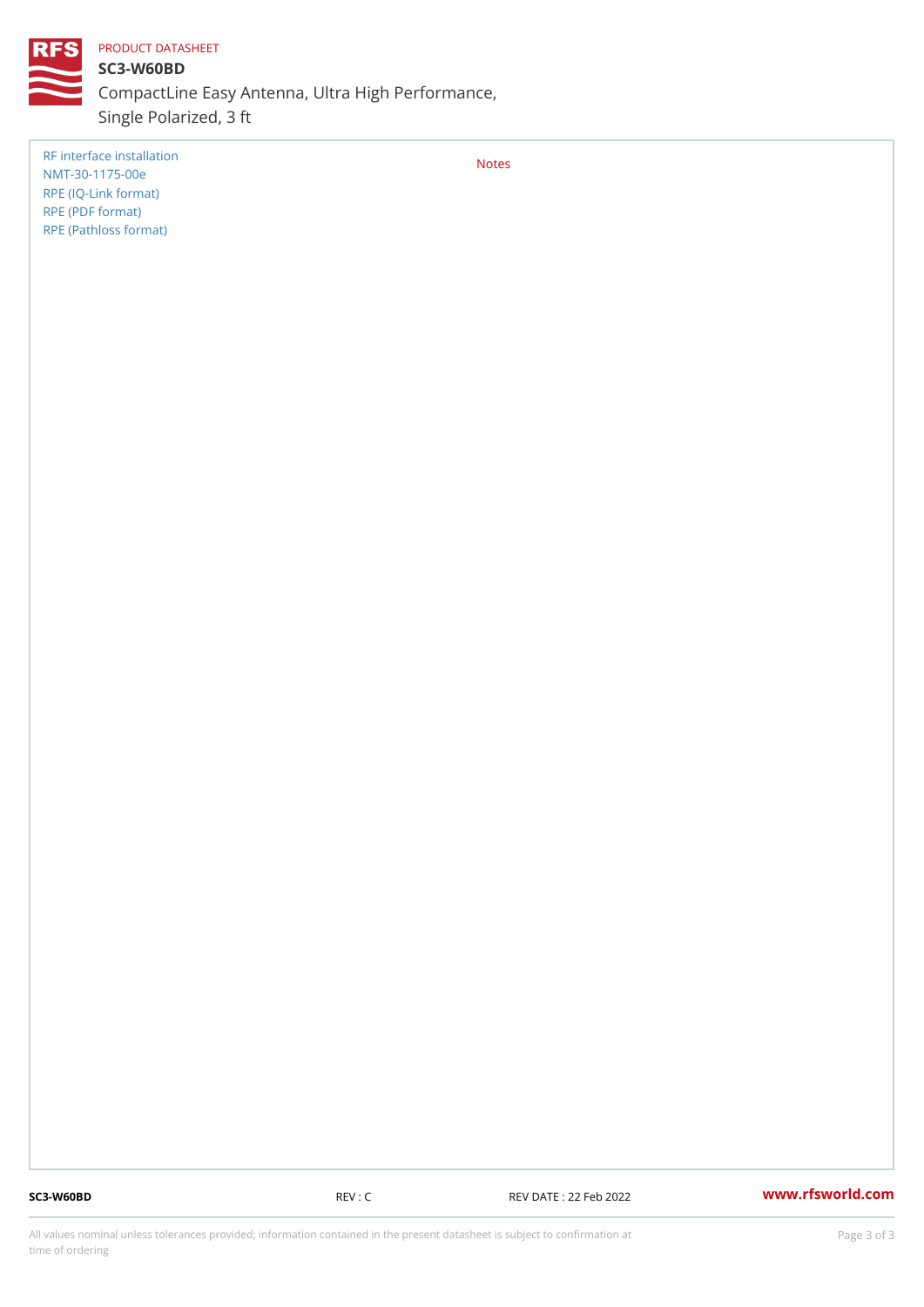PRODUCT DATASHEET

# SC3-W60BD

CompactLine Easy Antenna, Ultra High Performance, Single Polarized, 3 ft

RF interface installation
NMT-30-1175-00e
RPE (IQ-Link format)
RPE (PDF format)
RPE (Pathloss format)

Notes

SC3-W60BD | REV : C | REV DATE : 22 Feb 2022 | www.rfsworld.com

All values nominal unless tolerances provided; information contained in the present datasheet is subject to confirmation at time of ordering